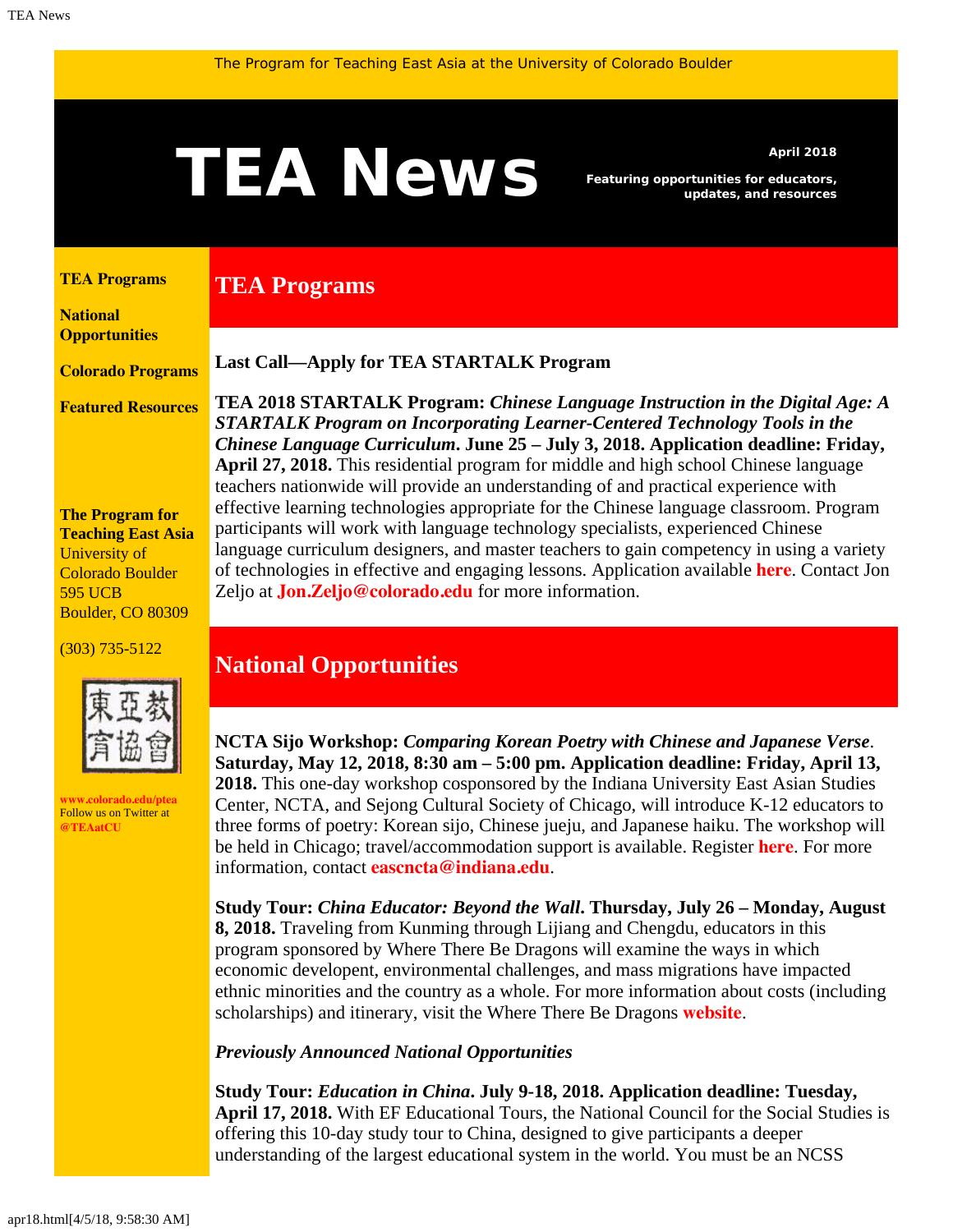The Program for Teaching East Asia at the University of Colorado Boulder

# TEA News

**April 2018**

**Featuring opportunities for educators, updates, and resources**

**TEA Programs**

**National Opportunities**

**Colorado Programs**

**Featured Resources**

**The Program for Teaching East Asia**
University of Colorado Boulder
595 UCB
Boulder, CO 80309

(303) 735-5122

東亞教育協會

**www.colorado.edu/ptea**
Follow us on Twitter at **@TEAatCU**

## TEA Programs

**Last Call—Apply for TEA STARTALK Program**

**TEA 2018 STARTALK Program:** ***Chinese Language Instruction in the Digital Age: A STARTALK Program on Incorporating Learner-Centered Technology Tools in the Chinese Language Curriculum*****. June 25 – July 3, 2018. Application deadline: Friday, April 27, 2018.** This residential program for middle and high school Chinese language teachers nationwide will provide an understanding of and practical experience with effective learning technologies appropriate for the Chinese language classroom. Program participants will work with language technology specialists, experienced Chinese language curriculum designers, and master teachers to gain competency in using a variety of technologies in effective and engaging lessons. Application available **here**. Contact Jon Zeljo at **Jon.Zeljo@colorado.edu** for more information.

## National Opportunities

**NCTA Sijo Workshop:** ***Comparing Korean Poetry with Chinese and Japanese Verse*****. Saturday, May 12, 2018, 8:30 am – 5:00 pm. Application deadline: Friday, April 13, 2018.** This one-day workshop cosponsored by the Indiana University East Asian Studies Center, NCTA, and Sejong Cultural Society of Chicago, will introduce K-12 educators to three forms of poetry: Korean sijo, Chinese jueju, and Japanese haiku. The workshop will be held in Chicago; travel/accommodation support is available. Register **here**. For more information, contact **eascncta@indiana.edu**.

**Study Tour:** ***China Educator: Beyond the Wall*****. Thursday, July 26 – Monday, August 8, 2018.** Traveling from Kunming through Lijiang and Chengdu, educators in this program sponsored by Where There Be Dragons will examine the ways in which economic development, environmental challenges, and mass migrations have impacted ethnic minorities and the country as a whole. For more information about costs (including scholarships) and itinerary, visit the Where There Be Dragons **website**.

***Previously Announced National Opportunities***

**Study Tour:** ***Education in China*****. July 9-18, 2018. Application deadline: Tuesday, April 17, 2018.** With EF Educational Tours, the National Council for the Social Studies is offering this 10-day study tour to China, designed to give participants a deeper understanding of the largest educational system in the world. You must be an NCSS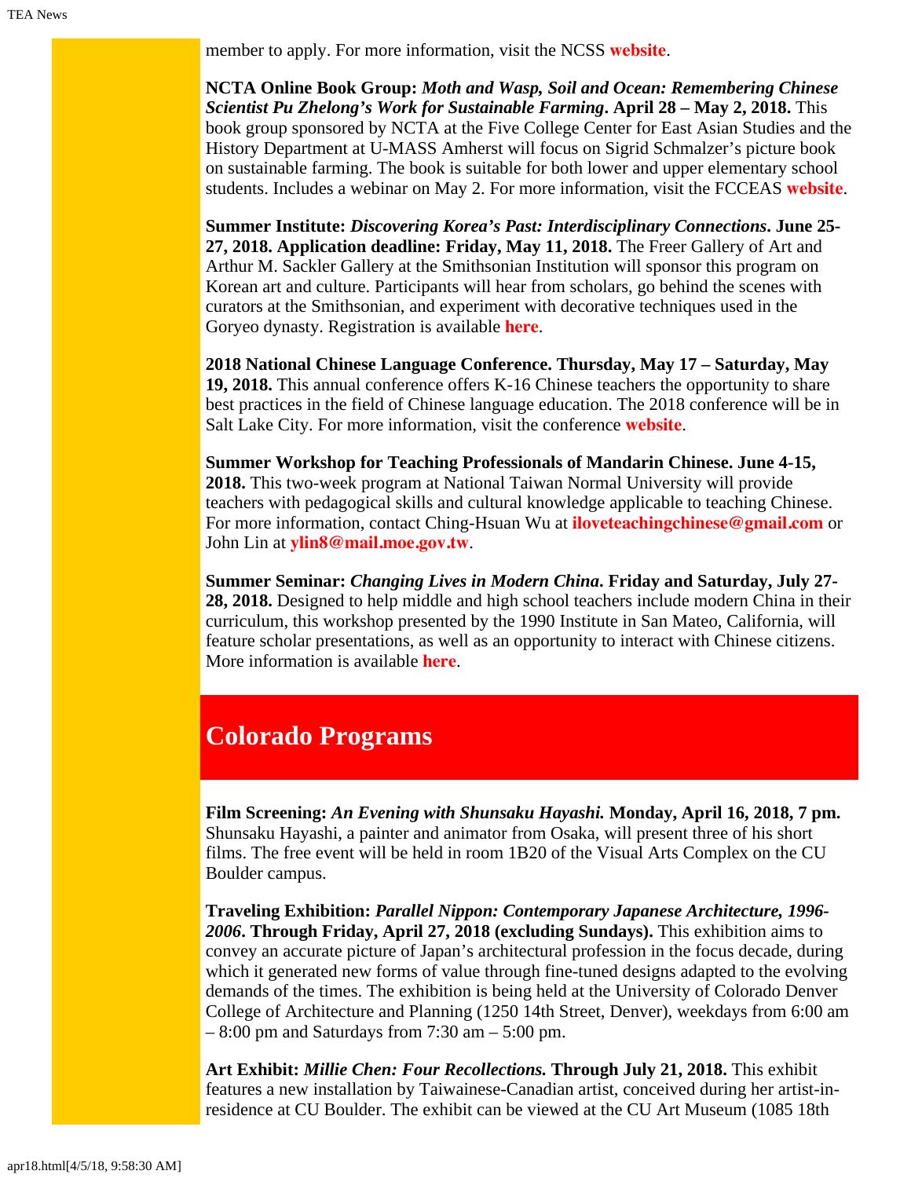member to apply. For more information, visit the NCSS **website**.

**NCTA Online Book Group:** ***Moth and Wasp, Soil and Ocean: Remembering Chinese Scientist Pu Zhelong's Work for Sustainable Farming*. April 28 – May 2, 2018.** This book group sponsored by NCTA at the Five College Center for East Asian Studies and the History Department at U-MASS Amherst will focus on Sigrid Schmalzer's picture book on sustainable farming. The book is suitable for both lower and upper elementary school students. Includes a webinar on May 2. For more information, visit the FCCEAS **website**.

**Summer Institute:** ***Discovering Korea's Past: Interdisciplinary Connections*. June 25-27, 2018. Application deadline: Friday, May 11, 2018.** The Freer Gallery of Art and Arthur M. Sackler Gallery at the Smithsonian Institution will sponsor this program on Korean art and culture. Participants will hear from scholars, go behind the scenes with curators at the Smithsonian, and experiment with decorative techniques used in the Goryeo dynasty. Registration is available **here**.

**2018 National Chinese Language Conference. Thursday, May 17 – Saturday, May 19, 2018.** This annual conference offers K-16 Chinese teachers the opportunity to share best practices in the field of Chinese language education. The 2018 conference will be in Salt Lake City. For more information, visit the conference **website**.

**Summer Workshop for Teaching Professionals of Mandarin Chinese. June 4-15, 2018.** This two-week program at National Taiwan Normal University will provide teachers with pedagogical skills and cultural knowledge applicable to teaching Chinese. For more information, contact Ching-Hsuan Wu at **iloveteachingchinese@gmail.com** or John Lin at **ylin8@mail.moe.gov.tw**.

**Summer Seminar:** ***Changing Lives in Modern China*. Friday and Saturday, July 27-28, 2018.** Designed to help middle and high school teachers include modern China in their curriculum, this workshop presented by the 1990 Institute in San Mateo, California, will feature scholar presentations, as well as an opportunity to interact with Chinese citizens. More information is available **here**.

## Colorado Programs

**Film Screening:** ***An Evening with Shunsaku Hayashi.* Monday, April 16, 2018, 7 pm.** Shunsaku Hayashi, a painter and animator from Osaka, will present three of his short films. The free event will be held in room 1B20 of the Visual Arts Complex on the CU Boulder campus.

**Traveling Exhibition:** ***Parallel Nippon: Contemporary Japanese Architecture, 1996-2006*. Through Friday, April 27, 2018 (excluding Sundays).** This exhibition aims to convey an accurate picture of Japan's architectural profession in the focus decade, during which it generated new forms of value through fine-tuned designs adapted to the evolving demands of the times. The exhibition is being held at the University of Colorado Denver College of Architecture and Planning (1250 14th Street, Denver), weekdays from 6:00 am – 8:00 pm and Saturdays from 7:30 am – 5:00 pm.

**Art Exhibit:** ***Millie Chen: Four Recollections.* Through July 21, 2018.** This exhibit features a new installation by Taiwainese-Canadian artist, conceived during her artist-in-residence at CU Boulder. The exhibit can be viewed at the CU Art Museum (1085 18th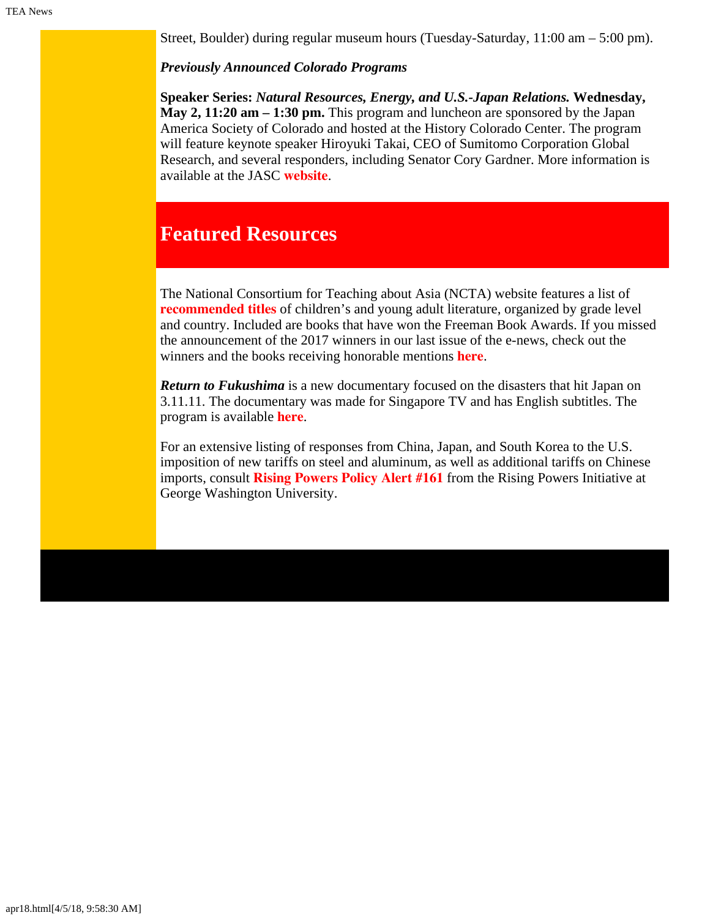Street, Boulder) during regular museum hours (Tuesday-Saturday, 11:00 am – 5:00 pm).

***Previously Announced Colorado Programs***

**Speaker Series:** ***Natural Resources, Energy, and U.S.-Japan Relations.*** **Wednesday, May 2, 11:20 am – 1:30 pm.** This program and luncheon are sponsored by the Japan America Society of Colorado and hosted at the History Colorado Center. The program will feature keynote speaker Hiroyuki Takai, CEO of Sumitomo Corporation Global Research, and several responders, including Senator Cory Gardner. More information is available at the JASC **website**.

## Featured Resources

The National Consortium for Teaching about Asia (NCTA) website features a list of **recommended titles** of children's and young adult literature, organized by grade level and country. Included are books that have won the Freeman Book Awards. If you missed the announcement of the 2017 winners in our last issue of the e-news, check out the winners and the books receiving honorable mentions **here**.

***Return to Fukushima*** is a new documentary focused on the disasters that hit Japan on 3.11.11. The documentary was made for Singapore TV and has English subtitles. The program is available **here**.

For an extensive listing of responses from China, Japan, and South Korea to the U.S. imposition of new tariffs on steel and aluminum, as well as additional tariffs on Chinese imports, consult **Rising Powers Policy Alert #161** from the Rising Powers Initiative at George Washington University.